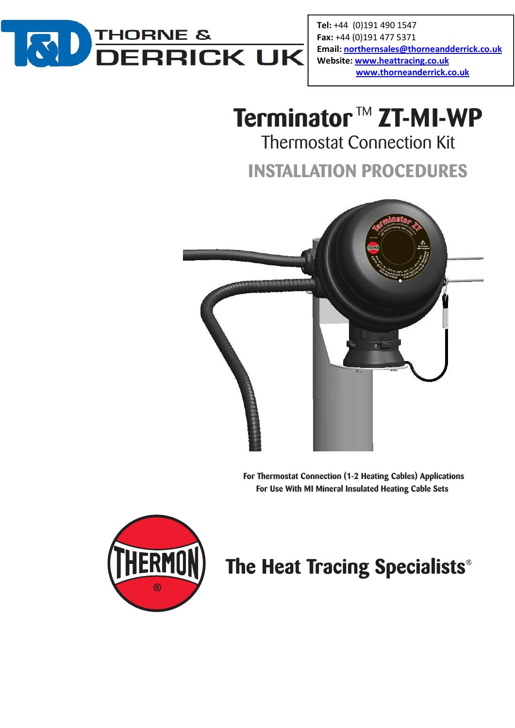**THORNE & DERRICK UK**

**Tel:** +44 (0)191 490 1547
**Fax:** +44 (0)191 477 5371
**Email:** northernsales@thorneandderrick.co.uk
**Website:** www.heattracing.co.uk
www.thorneandderrick.co.uk

# Terminator™ ZT-MI-WP

## Thermostat Connection Kit

## INSTALLATION PROCEDURES

**For Thermostat Connection (1-2 Heating Cables) Applications**
**For Use With MI Mineral Insulated Heating Cable Sets**

THERMON®

**The Heat Tracing Specialists®**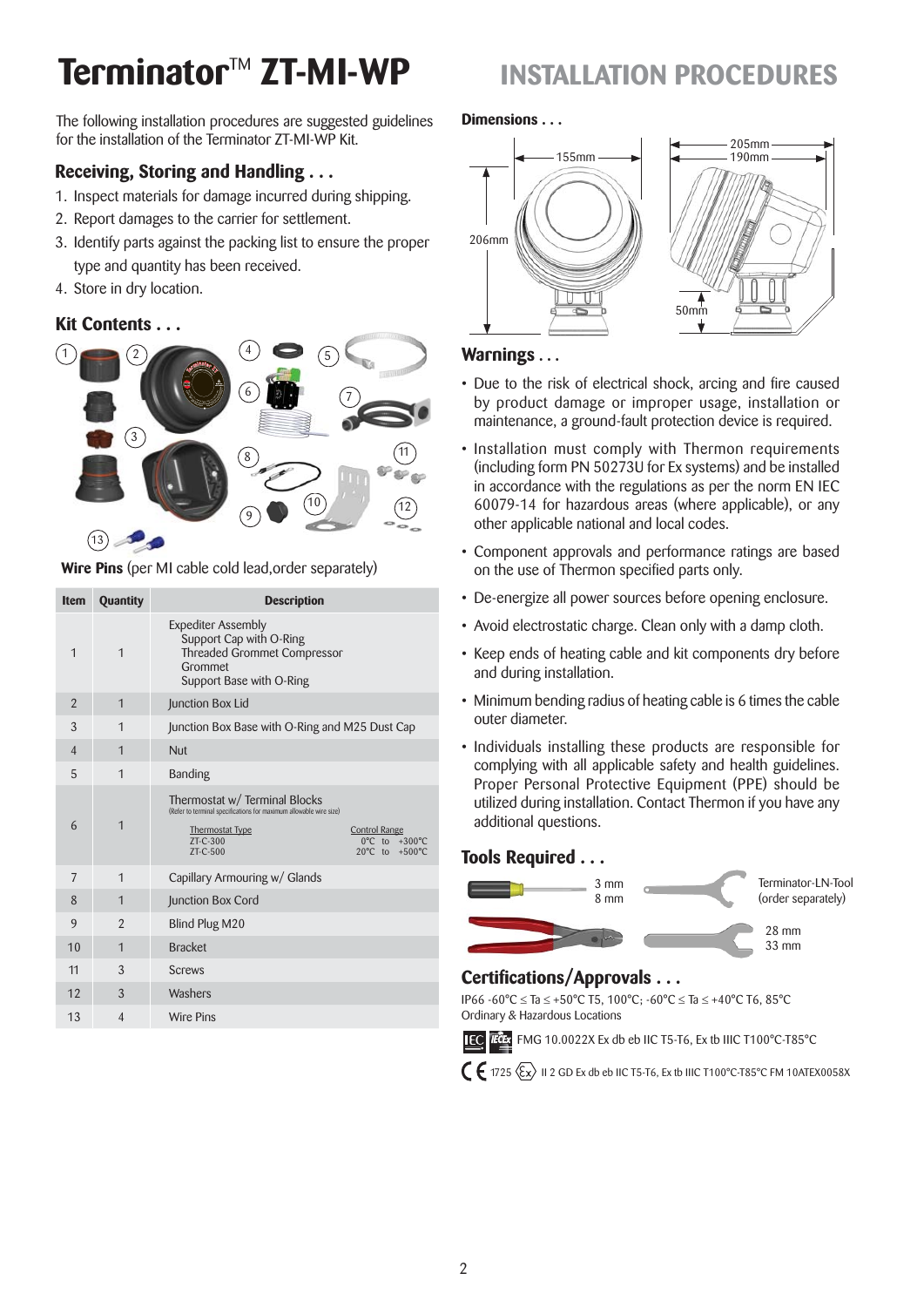# Terminator™ ZT-MI-WP

# INSTALLATION PROCEDURES

The following installation procedures are suggested guidelines for the installation of the Terminator ZT-MI-WP Kit.

## Receiving, Storing and Handling . . .

1. Inspect materials for damage incurred during shipping.
2. Report damages to the carrier for settlement.
3. Identify parts against the packing list to ensure the proper type and quantity has been received.
4. Store in dry location.

## Kit Contents . . .

**Wire Pins** (per MI cable cold lead,order separately)

| Item | Quantity | Description |
|---|---|---|
| 1 | 1 | Expediter Assembly<br>Support Cap with O-Ring<br>Threaded Grommet Compressor<br>Grommet<br>Support Base with O-Ring |
| 2 | 1 | Junction Box Lid |
| 3 | 1 | Junction Box Base with O-Ring and M25 Dust Cap |
| 4 | 1 | Nut |
| 5 | 1 | Banding |
| 6 | 1 | Thermostat w/ Terminal Blocks<br>(Refer to terminal specifications for maximum allowable wire size)<br>Thermostat Type / Control Range<br>ZT-C-300 0°C to +300°C<br>ZT-C-500 20°C to +500°C |
| 7 | 1 | Capillary Armouring w/ Glands |
| 8 | 1 | Junction Box Cord |
| 9 | 2 | Blind Plug M20 |
| 10 | 1 | Bracket |
| 11 | 3 | Screws |
| 12 | 3 | Washers |
| 13 | 4 | Wire Pins |

## Dimensions . . .

155mm, 206mm, 205mm, 190mm, 50mm

## Warnings . . .

- Due to the risk of electrical shock, arcing and fire caused by product damage or improper usage, installation or maintenance, a ground-fault protection device is required.
- Installation must comply with Thermon requirements (including form PN 50273U for Ex systems) and be installed in accordance with the regulations as per the norm EN IEC 60079-14 for hazardous areas (where applicable), or any other applicable national and local codes.
- Component approvals and performance ratings are based on the use of Thermon specified parts only.
- De-energize all power sources before opening enclosure.
- Avoid electrostatic charge. Clean only with a damp cloth.
- Keep ends of heating cable and kit components dry before and during installation.
- Minimum bending radius of heating cable is 6 times the cable outer diameter.
- Individuals installing these products are responsible for complying with all applicable safety and health guidelines. Proper Personal Protective Equipment (PPE) should be utilized during installation. Contact Thermon if you have any additional questions.

## Tools Required . . .

3 mm
8 mm

Terminator-LN-Tool (order separately)

28 mm
33 mm

## Certifications/Approvals . . .

IP66 -60°C ≤ Ta ≤ +50°C T5, 100°C; -60°C ≤ Ta ≤ +40°C T6, 85°C
Ordinary & Hazardous Locations

IEC IECEx FMG 10.0022X Ex db eb IIC T5-T6, Ex tb IIIC T100°C-T85°C

CE 1725 Ex II 2 GD Ex db eb IIC T5-T6, Ex tb IIIC T100°C-T85°C FM 10ATEX0058X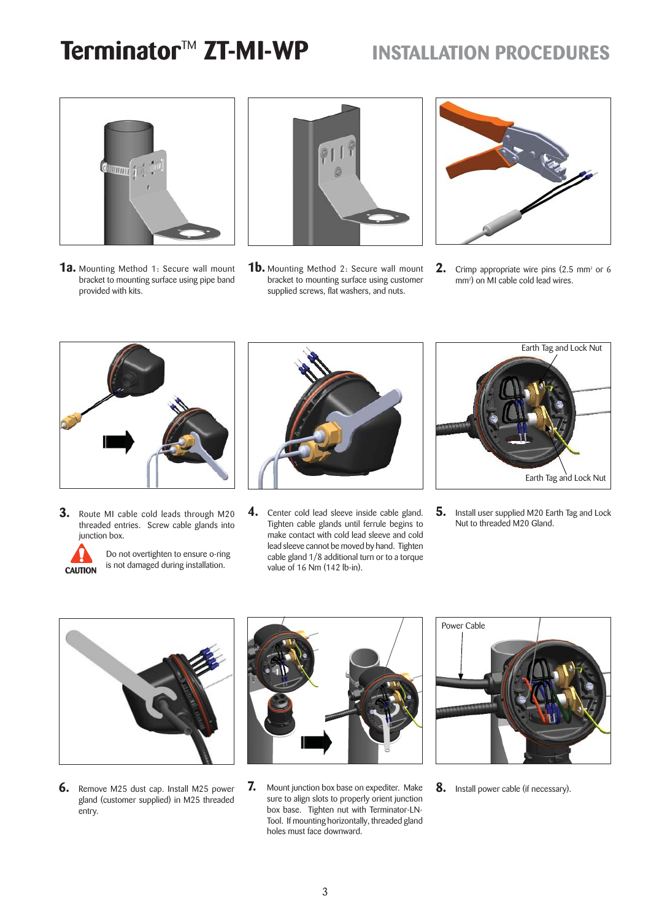# Terminator™ ZT-MI-WP

## INSTALLATION PROCEDURES

**1a.** Mounting Method 1: Secure wall mount bracket to mounting surface using pipe band provided with kits.

**1b.** Mounting Method 2: Secure wall mount bracket to mounting surface using customer supplied screws, flat washers, and nuts.

**2.** Crimp appropriate wire pins (2.5 mm² or 6 mm²) on MI cable cold lead wires.

**3.** Route MI cable cold leads through M20 threaded entries. Screw cable glands into junction box.

**CAUTION** Do not overtighten to ensure o-ring is not damaged during installation.

**4.** Center cold lead sleeve inside cable gland. Tighten cable glands until ferrule begins to make contact with cold lead sleeve and cold lead sleeve cannot be moved by hand. Tighten cable gland 1/8 additional turn or to a torque value of 16 Nm (142 lb-in).

Earth Tag and Lock Nut

Earth Tag and Lock Nut

**5.** Install user supplied M20 Earth Tag and Lock Nut to threaded M20 Gland.

**6.** Remove M25 dust cap. Install M25 power gland (customer supplied) in M25 threaded entry.

**7.** Mount junction box base on expediter. Make sure to align slots to properly orient junction box base. Tighten nut with Terminator-LN-Tool. If mounting horizontally, threaded gland holes must face downward.

Power Cable

**8.** Install power cable (if necessary).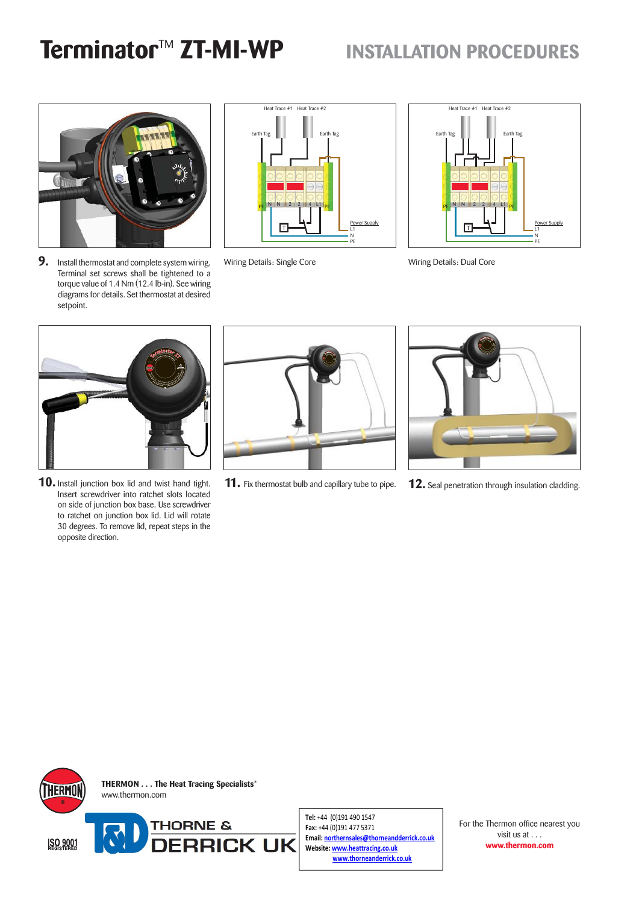# Terminator™ ZT-MI-WP

## INSTALLATION PROCEDURES

**9.** Install thermostat and complete system wiring. Terminal set screws shall be tightened to a torque value of 1.4 Nm (12.4 lb-in). See wiring diagrams for details. Set thermostat at desired setpoint.

Heat Trace #1
Heat Trace #2
Earth Tag
Earth Tag
PE N N 2 2 4 L1 PE
T
Power Supply
L1
N
PE

Wiring Details: Single Core

Heat Trace #1
Heat Trace #2
Earth Tag
Earth Tag
PE N N 2 2 4 L1 PE
T
Power Supply
L1
N
PE

Wiring Details: Dual Core

**10.** Install junction box lid and twist hand tight. Insert screwdriver into ratchet slots located on side of junction box base. Use screwdriver to ratchet on junction box lid. Lid will rotate 30 degrees. To remove lid, repeat steps in the opposite direction.

**11.** Fix thermostat bulb and capillary tube to pipe.

**12.** Seal penetration through insulation cladding.

**THERMON . . . The Heat Tracing Specialists®**
www.thermon.com

ISO 9001 REGISTERED

THORNE & DERRICK UK

**Tel:** +44 (0)191 490 1547
**Fax:** +44 (0)191 477 5371
**Email:** northernsales@thorneandderrick.co.uk
**Website:** www.heattracing.co.uk
www.thorneanderrick.co.uk

For the Thermon office nearest you visit us at . . .
**www.thermon.com**